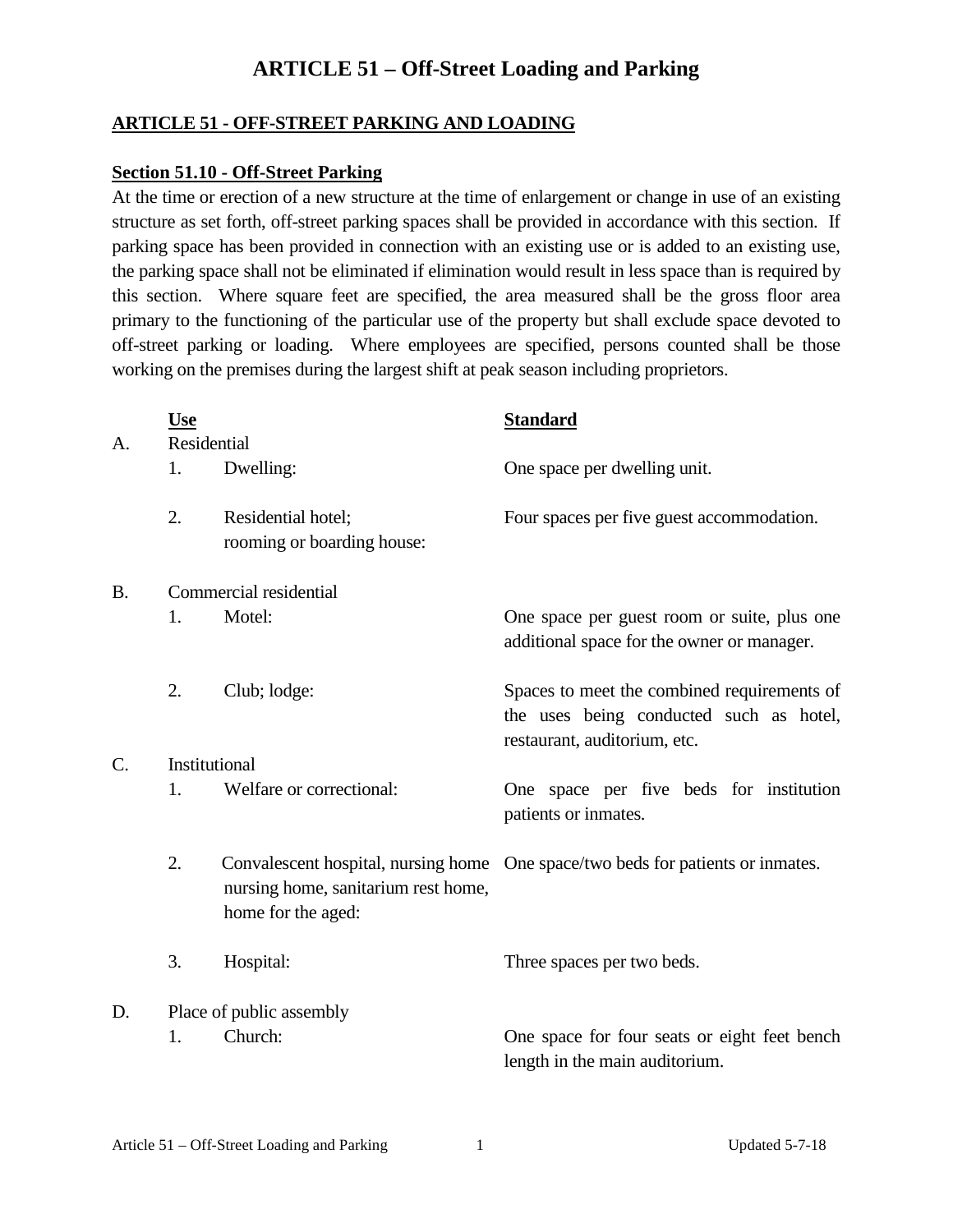# ARTICLE 51 – Off-Street Loading and Parking

## ARTICLE 51 - OFF-STREET PARKING AND LOADING

### Section 51.10 - Off-Street Parking

At the time or erection of a new structure at the time of enlargement or change in use of an existing structure as set forth, off-street parking spaces shall be provided in accordance with this section. If parking space has been provided in connection with an existing use or is added to an existing use, the parking space shall not be eliminated if elimination would result in less space than is required by this section. Where square feet are specified, the area measured shall be the gross floor area primary to the functioning of the particular use of the property but shall exclude space devoted to off-street parking or loading. Where employees are specified, persons counted shall be those working on the premises during the largest shift at peak season including proprietors.

| | Use | Standard |
|---|---|---|
| A. | Residential | |
| | 1. Dwelling: | One space per dwelling unit. |
| | 2. Residential hotel; rooming or boarding house: | Four spaces per five guest accommodation. |
| B. | Commercial residential | |
| | 1. Motel: | One space per guest room or suite, plus one additional space for the owner or manager. |
| | 2. Club; lodge: | Spaces to meet the combined requirements of the uses being conducted such as hotel, restaurant, auditorium, etc. |
| C. | Institutional | |
| | 1. Welfare or correctional: | One space per five beds for institution patients or inmates. |
| | 2. Convalescent hospital, nursing home nursing home, sanitarium rest home, home for the aged: | One space/two beds for patients or inmates. |
| | 3. Hospital: | Three spaces per two beds. |
| D. | Place of public assembly | |
| | 1. Church: | One space for four seats or eight feet bench length in the main auditorium. |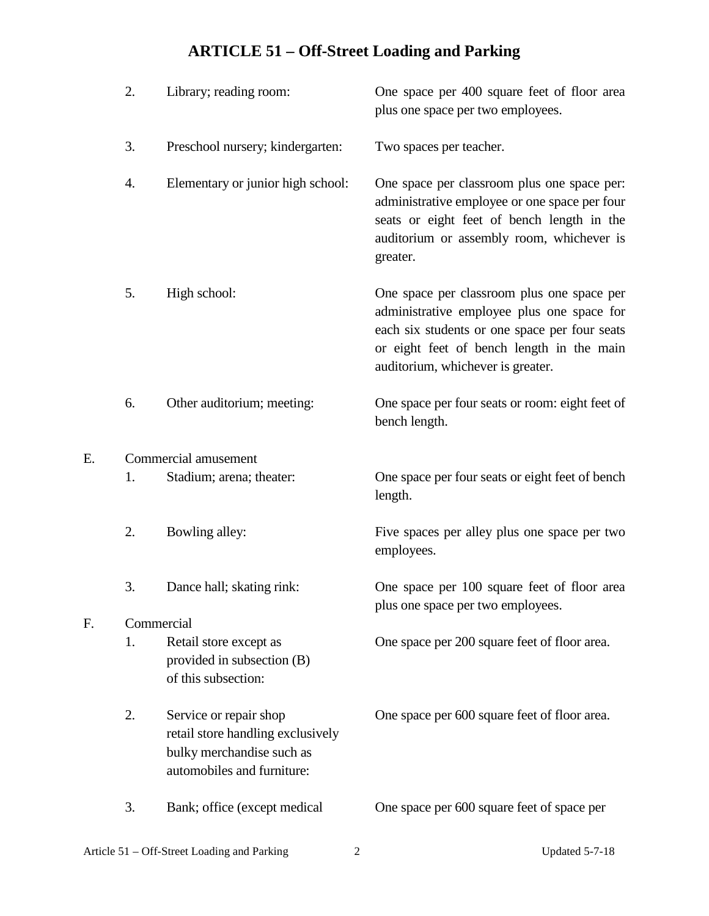# ARTICLE 51 – Off-Street Loading and Parking

2. Library; reading room: One space per 400 square feet of floor area plus one space per two employees.

3. Preschool nursery; kindergarten: Two spaces per teacher.

4. Elementary or junior high school: One space per classroom plus one space per: administrative employee or one space per four seats or eight feet of bench length in the auditorium or assembly room, whichever is greater.

5. High school: One space per classroom plus one space per administrative employee plus one space for each six students or one space per four seats or eight feet of bench length in the main auditorium, whichever is greater.

6. Other auditorium; meeting: One space per four seats or room: eight feet of bench length.

E. Commercial amusement

1. Stadium; arena; theater: One space per four seats or eight feet of bench length.

2. Bowling alley: Five spaces per alley plus one space per two employees.

3. Dance hall; skating rink: One space per 100 square feet of floor area plus one space per two employees.

F. Commercial

1. Retail store except as provided in subsection (B) of this subsection: One space per 200 square feet of floor area.

2. Service or repair shop retail store handling exclusively bulky merchandise such as automobiles and furniture: One space per 600 square feet of floor area.

3. Bank; office (except medical One space per 600 square feet of space per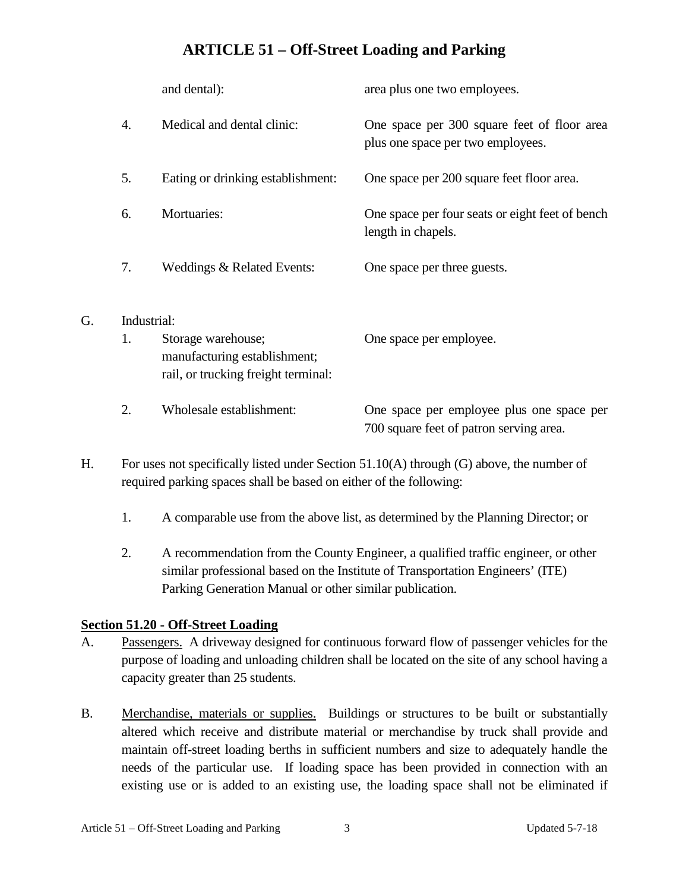| | | |
|---|---|---|
| | and dental): | area plus one two employees. |
| 4. | Medical and dental clinic: | One space per 300 square feet of floor area plus one space per two employees. |
| 5. | Eating or drinking establishment: | One space per 200 square feet floor area. |
| 6. | Mortuaries: | One space per four seats or eight feet of bench length in chapels. |
| 7. | Weddings & Related Events: | One space per three guests. |

G. Industrial:

| | | |
|---|---|---|
| 1. | Storage warehouse; manufacturing establishment; rail, or trucking freight terminal: | One space per employee. |
| 2. | Wholesale establishment: | One space per employee plus one space per 700 square feet of patron serving area. |

H. For uses not specifically listed under Section 51.10(A) through (G) above, the number of required parking spaces shall be based on either of the following:

1. A comparable use from the above list, as determined by the Planning Director; or

2. A recommendation from the County Engineer, a qualified traffic engineer, or other similar professional based on the Institute of Transportation Engineers' (ITE) Parking Generation Manual or other similar publication.

### Section 51.20 - Off-Street Loading

A. Passengers. A driveway designed for continuous forward flow of passenger vehicles for the purpose of loading and unloading children shall be located on the site of any school having a capacity greater than 25 students.

B. Merchandise, materials or supplies. Buildings or structures to be built or substantially altered which receive and distribute material or merchandise by truck shall provide and maintain off-street loading berths in sufficient numbers and size to adequately handle the needs of the particular use. If loading space has been provided in connection with an existing use or is added to an existing use, the loading space shall not be eliminated if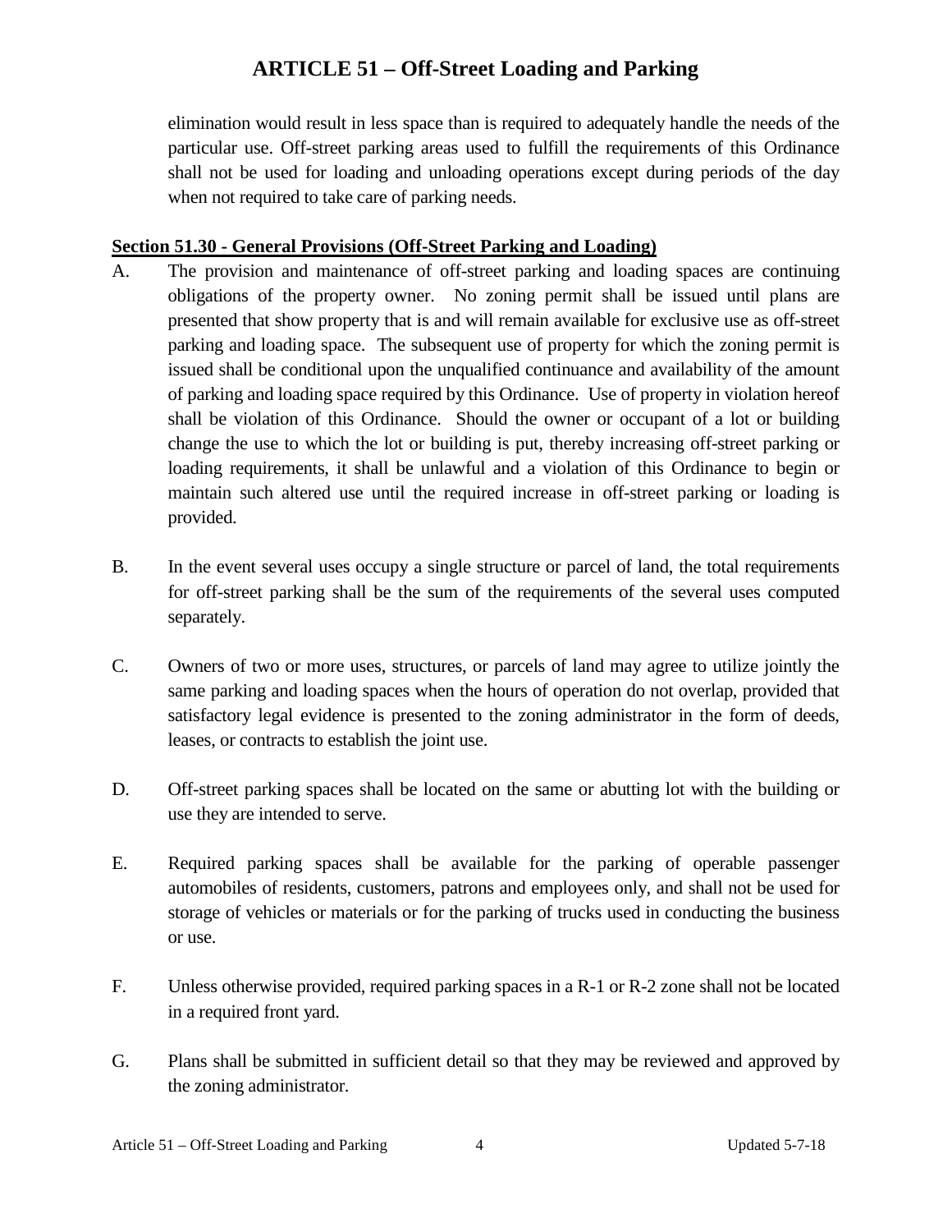elimination would result in less space than is required to adequately handle the needs of the particular use. Off-street parking areas used to fulfill the requirements of this Ordinance shall not be used for loading and unloading operations except during periods of the day when not required to take care of parking needs.

**Section 51.30 - General Provisions (Off-Street Parking and Loading)**

A. The provision and maintenance of off-street parking and loading spaces are continuing obligations of the property owner. No zoning permit shall be issued until plans are presented that show property that is and will remain available for exclusive use as off-street parking and loading space. The subsequent use of property for which the zoning permit is issued shall be conditional upon the unqualified continuance and availability of the amount of parking and loading space required by this Ordinance. Use of property in violation hereof shall be violation of this Ordinance. Should the owner or occupant of a lot or building change the use to which the lot or building is put, thereby increasing off-street parking or loading requirements, it shall be unlawful and a violation of this Ordinance to begin or maintain such altered use until the required increase in off-street parking or loading is provided.

B. In the event several uses occupy a single structure or parcel of land, the total requirements for off-street parking shall be the sum of the requirements of the several uses computed separately.

C. Owners of two or more uses, structures, or parcels of land may agree to utilize jointly the same parking and loading spaces when the hours of operation do not overlap, provided that satisfactory legal evidence is presented to the zoning administrator in the form of deeds, leases, or contracts to establish the joint use.

D. Off-street parking spaces shall be located on the same or abutting lot with the building or use they are intended to serve.

E. Required parking spaces shall be available for the parking of operable passenger automobiles of residents, customers, patrons and employees only, and shall not be used for storage of vehicles or materials or for the parking of trucks used in conducting the business or use.

F. Unless otherwise provided, required parking spaces in a R-1 or R-2 zone shall not be located in a required front yard.

G. Plans shall be submitted in sufficient detail so that they may be reviewed and approved by the zoning administrator.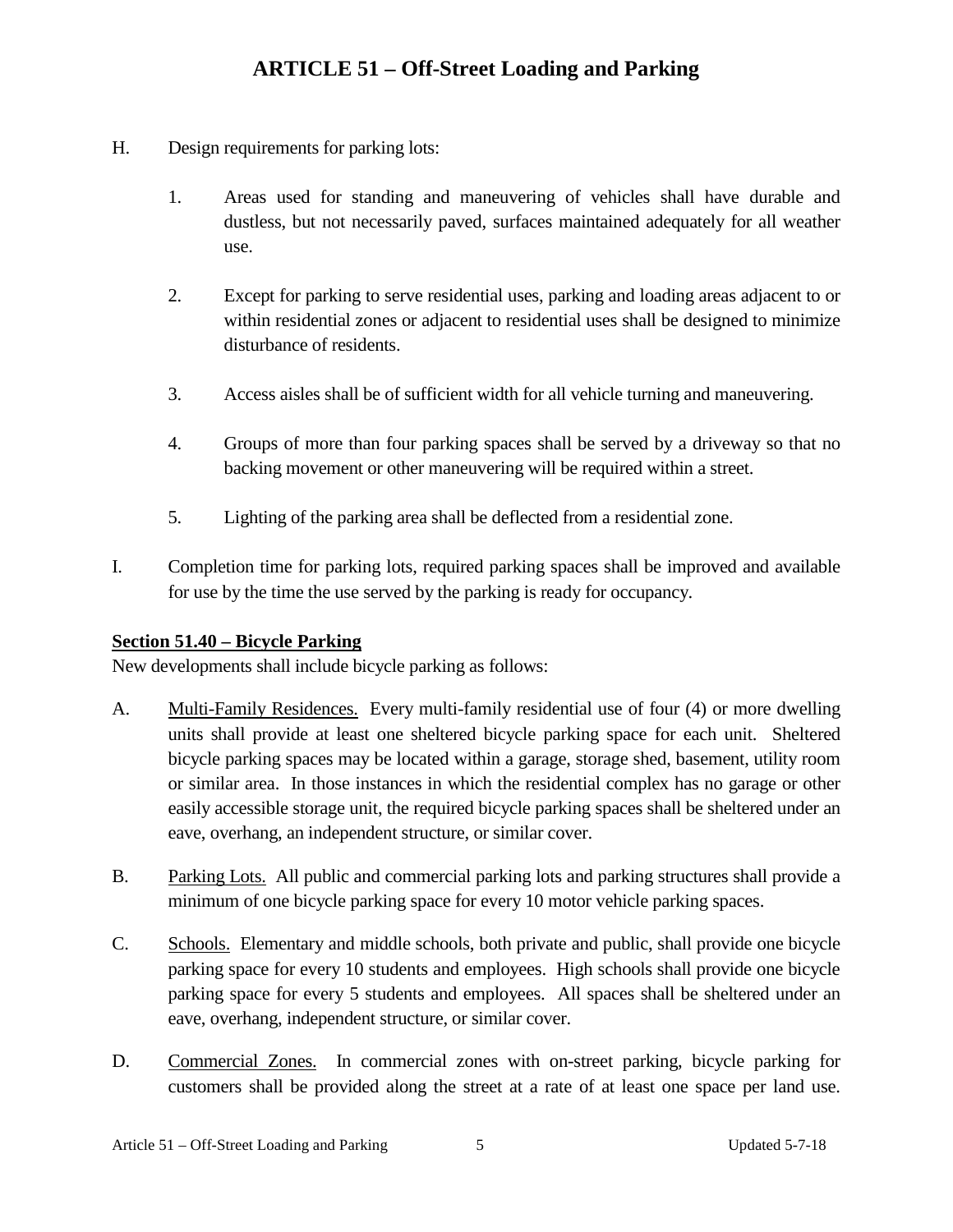H. Design requirements for parking lots:

1. Areas used for standing and maneuvering of vehicles shall have durable and dustless, but not necessarily paved, surfaces maintained adequately for all weather use.

2. Except for parking to serve residential uses, parking and loading areas adjacent to or within residential zones or adjacent to residential uses shall be designed to minimize disturbance of residents.

3. Access aisles shall be of sufficient width for all vehicle turning and maneuvering.

4. Groups of more than four parking spaces shall be served by a driveway so that no backing movement or other maneuvering will be required within a street.

5. Lighting of the parking area shall be deflected from a residential zone.

I. Completion time for parking lots, required parking spaces shall be improved and available for use by the time the use served by the parking is ready for occupancy.

**Section 51.40 – Bicycle Parking**

New developments shall include bicycle parking as follows:

A. Multi-Family Residences. Every multi-family residential use of four (4) or more dwelling units shall provide at least one sheltered bicycle parking space for each unit. Sheltered bicycle parking spaces may be located within a garage, storage shed, basement, utility room or similar area. In those instances in which the residential complex has no garage or other easily accessible storage unit, the required bicycle parking spaces shall be sheltered under an eave, overhang, an independent structure, or similar cover.

B. Parking Lots. All public and commercial parking lots and parking structures shall provide a minimum of one bicycle parking space for every 10 motor vehicle parking spaces.

C. Schools. Elementary and middle schools, both private and public, shall provide one bicycle parking space for every 10 students and employees. High schools shall provide one bicycle parking space for every 5 students and employees. All spaces shall be sheltered under an eave, overhang, independent structure, or similar cover.

D. Commercial Zones. In commercial zones with on-street parking, bicycle parking for customers shall be provided along the street at a rate of at least one space per land use.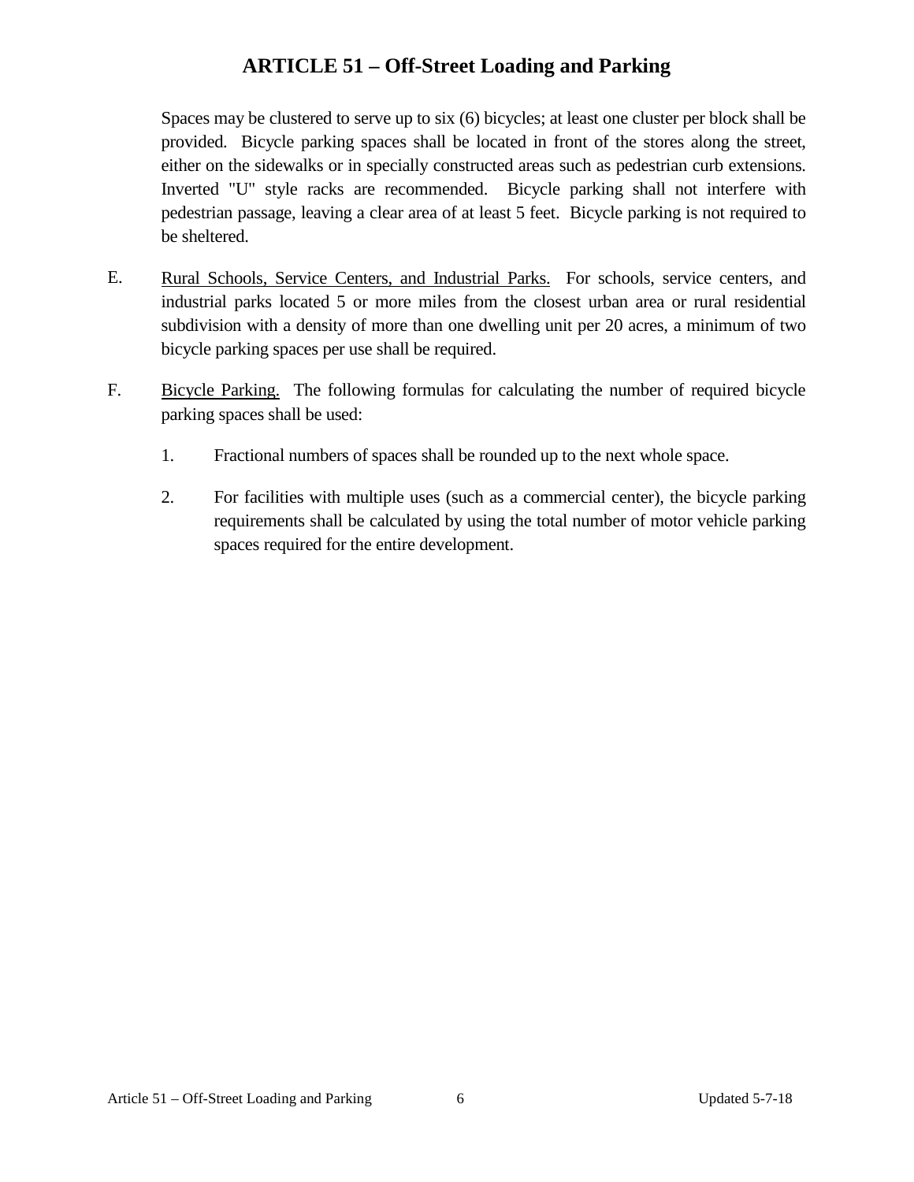Spaces may be clustered to serve up to six (6) bicycles; at least one cluster per block shall be provided. Bicycle parking spaces shall be located in front of the stores along the street, either on the sidewalks or in specially constructed areas such as pedestrian curb extensions. Inverted "U" style racks are recommended. Bicycle parking shall not interfere with pedestrian passage, leaving a clear area of at least 5 feet. Bicycle parking is not required to be sheltered.

E. Rural Schools, Service Centers, and Industrial Parks. For schools, service centers, and industrial parks located 5 or more miles from the closest urban area or rural residential subdivision with a density of more than one dwelling unit per 20 acres, a minimum of two bicycle parking spaces per use shall be required.

F. Bicycle Parking. The following formulas for calculating the number of required bicycle parking spaces shall be used:

1. Fractional numbers of spaces shall be rounded up to the next whole space.

2. For facilities with multiple uses (such as a commercial center), the bicycle parking requirements shall be calculated by using the total number of motor vehicle parking spaces required for the entire development.